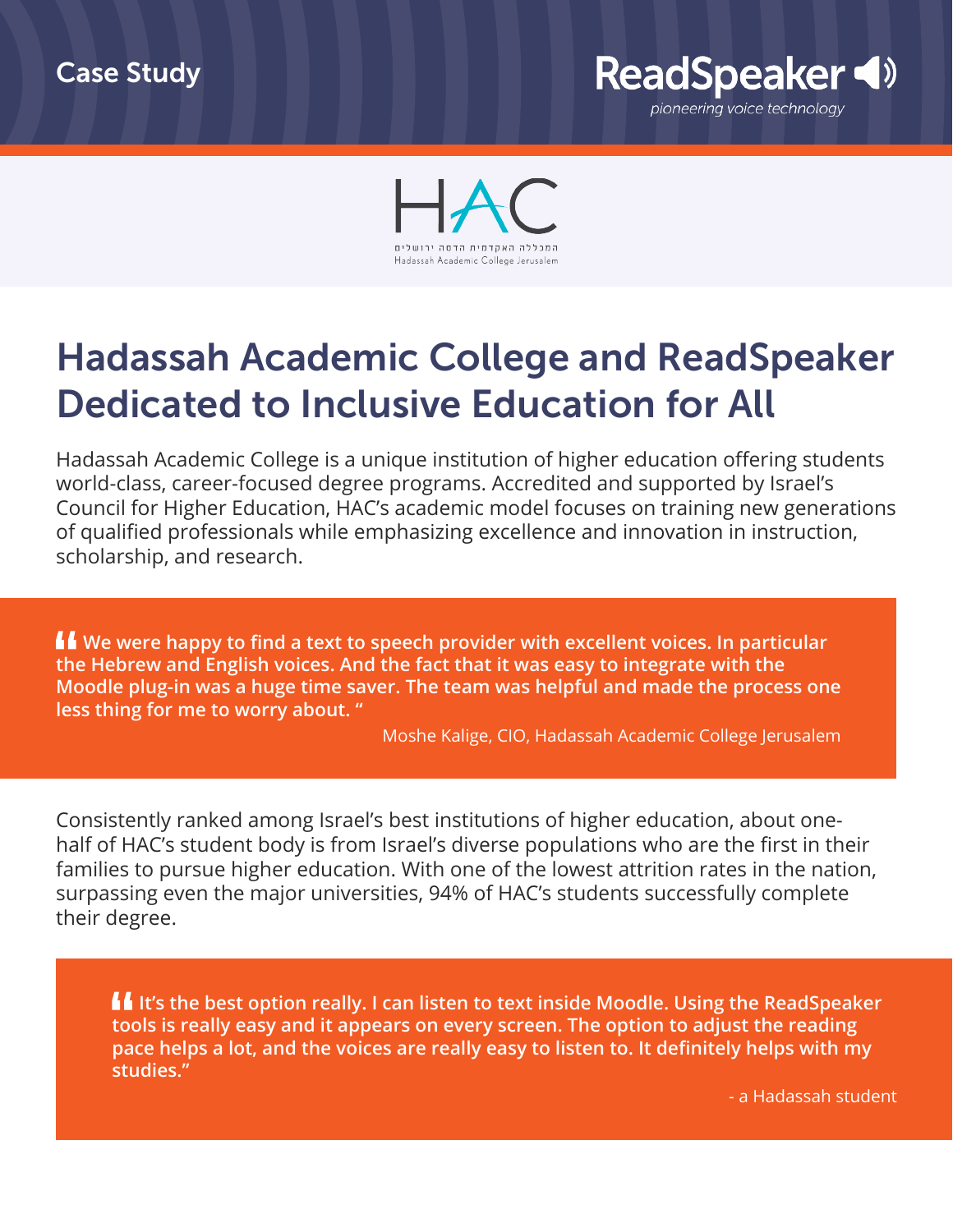Case Study

ReadSpeaker

*pioneering voice technology*

HAC

המכללה האקדמית הדסה ירושלים

Hadassah Academic College Jerusalem

# Hadassah Academic College and ReadSpeaker Dedicated to Inclusive Education for All

Hadassah Academic College is a unique institution of higher education offering students world-class, career-focused degree programs. Accredited and supported by Israel's Council for Higher Education, HAC's academic model focuses on training new generations of qualified professionals while emphasizing excellence and innovation in instruction, scholarship, and research.

> **"We were happy to find a text to speech provider with excellent voices. In particular the Hebrew and English voices. And the fact that it was easy to integrate with the Moodle plug-in was a huge time saver. The team was helpful and made the process one less thing for me to worry about."**
>
> Moshe Kalige, CIO, Hadassah Academic College Jerusalem

Consistently ranked among Israel's best institutions of higher education, about one-half of HAC's student body is from Israel's diverse populations who are the first in their families to pursue higher education. With one of the lowest attrition rates in the nation, surpassing even the major universities, 94% of HAC's students successfully complete their degree.

> **"It's the best option really. I can listen to text inside Moodle. Using the ReadSpeaker tools is really easy and it appears on every screen. The option to adjust the reading pace helps a lot, and the voices are really easy to listen to. It definitely helps with my studies."**
>
> \- a Hadassah student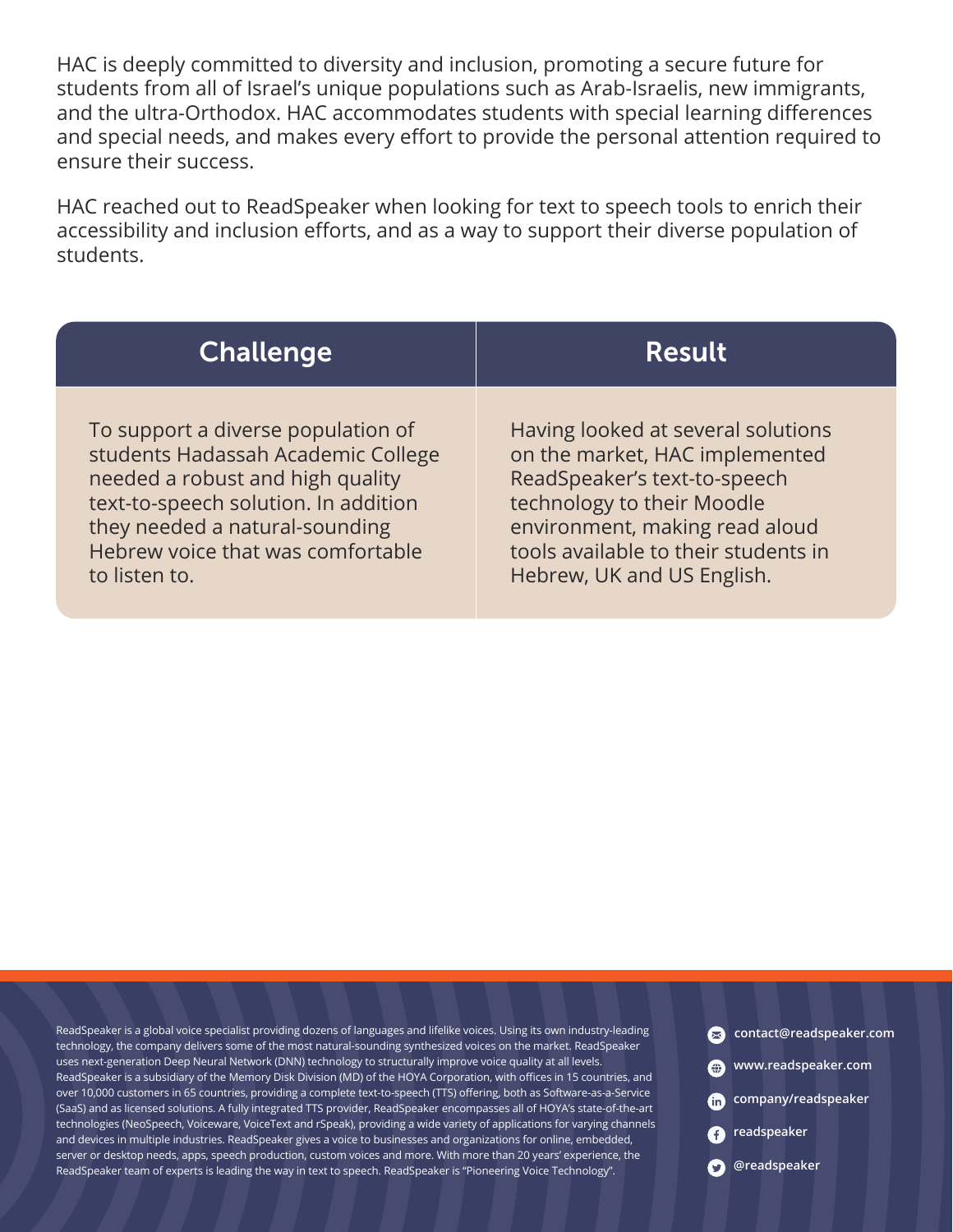HAC is deeply committed to diversity and inclusion, promoting a secure future for students from all of Israel's unique populations such as Arab-Israelis, new immigrants, and the ultra-Orthodox. HAC accommodates students with special learning differences and special needs, and makes every effort to provide the personal attention required to ensure their success.

HAC reached out to ReadSpeaker when looking for text to speech tools to enrich their accessibility and inclusion efforts, and as a way to support their diverse population of students.

| Challenge | Result |
| --- | --- |
| To support a diverse population of students Hadassah Academic College needed a robust and high quality text-to-speech solution. In addition they needed a natural-sounding Hebrew voice that was comfortable to listen to. | Having looked at several solutions on the market, HAC implemented ReadSpeaker's text-to-speech technology to their Moodle environment, making read aloud tools available to their students in Hebrew, UK and US English. |

ReadSpeaker is a global voice specialist providing dozens of languages and lifelike voices. Using its own industry-leading technology, the company delivers some of the most natural-sounding synthesized voices on the market. ReadSpeaker uses next-generation Deep Neural Network (DNN) technology to structurally improve voice quality at all levels. ReadSpeaker is a subsidiary of the Memory Disk Division (MD) of the HOYA Corporation, with offices in 15 countries, and over 10,000 customers in 65 countries, providing a complete text-to-speech (TTS) offering, both as Software-as-a-Service (SaaS) and as licensed solutions. A fully integrated TTS provider, ReadSpeaker encompasses all of HOYA's state-of-the-art technologies (NeoSpeech, Voiceware, VoiceText and rSpeak), providing a wide variety of applications for varying channels and devices in multiple industries. ReadSpeaker gives a voice to businesses and organizations for online, embedded, server or desktop needs, apps, speech production, custom voices and more. With more than 20 years' experience, the ReadSpeaker team of experts is leading the way in text to speech. ReadSpeaker is "Pioneering Voice Technology".

- contact@readspeaker.com
- www.readspeaker.com
- company/readspeaker
- readspeaker
- @readspeaker